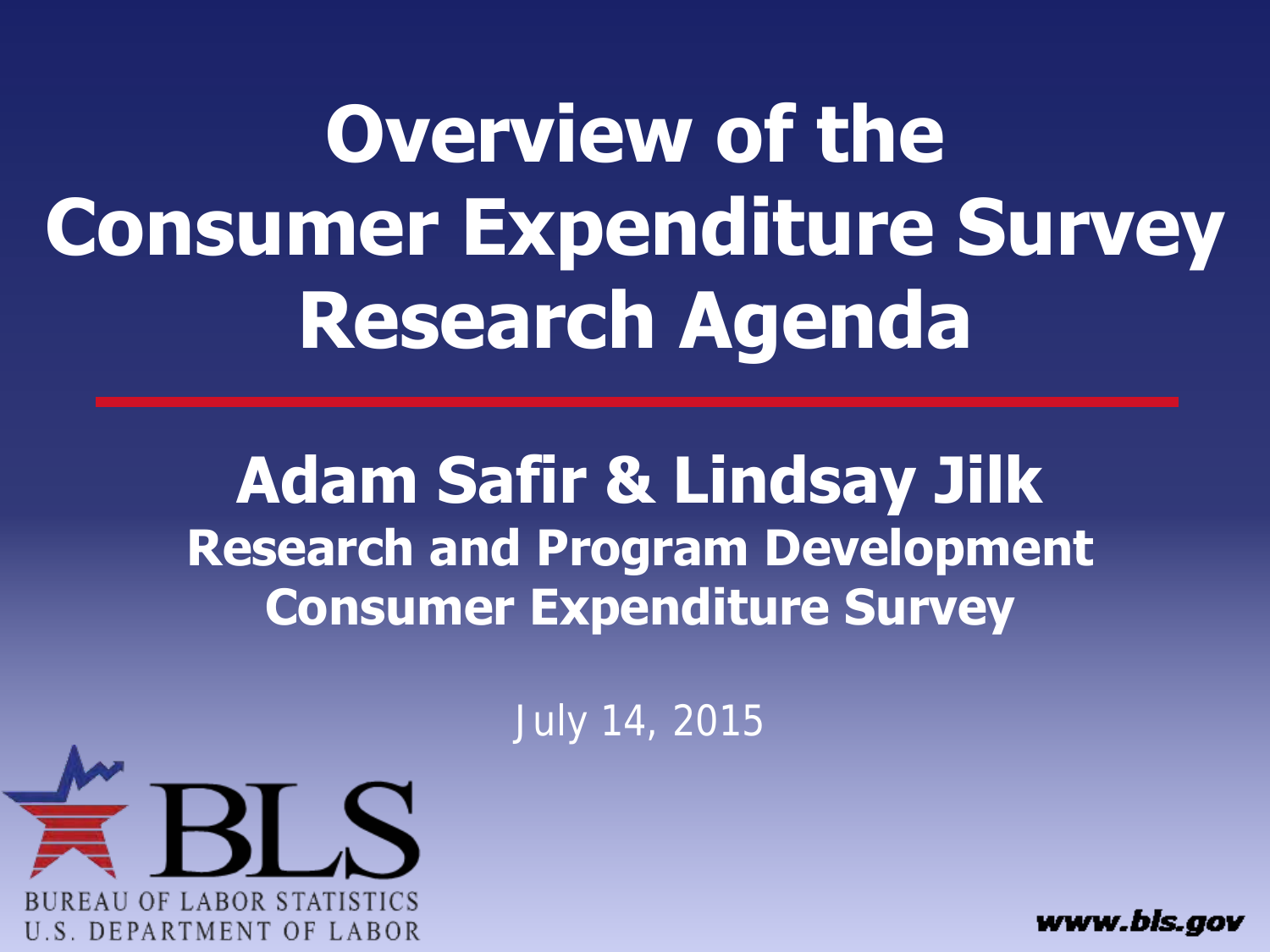# Overview of the Consumer Expenditure Survey Research Agenda

## Adam Safir & Lindsay Jilk

**Research and Program Development**

**Consumer Expenditure Survey**

July 14, 2015

BUREAU OF LABOR STATISTICS
U.S. DEPARTMENT OF LABOR

www.bls.gov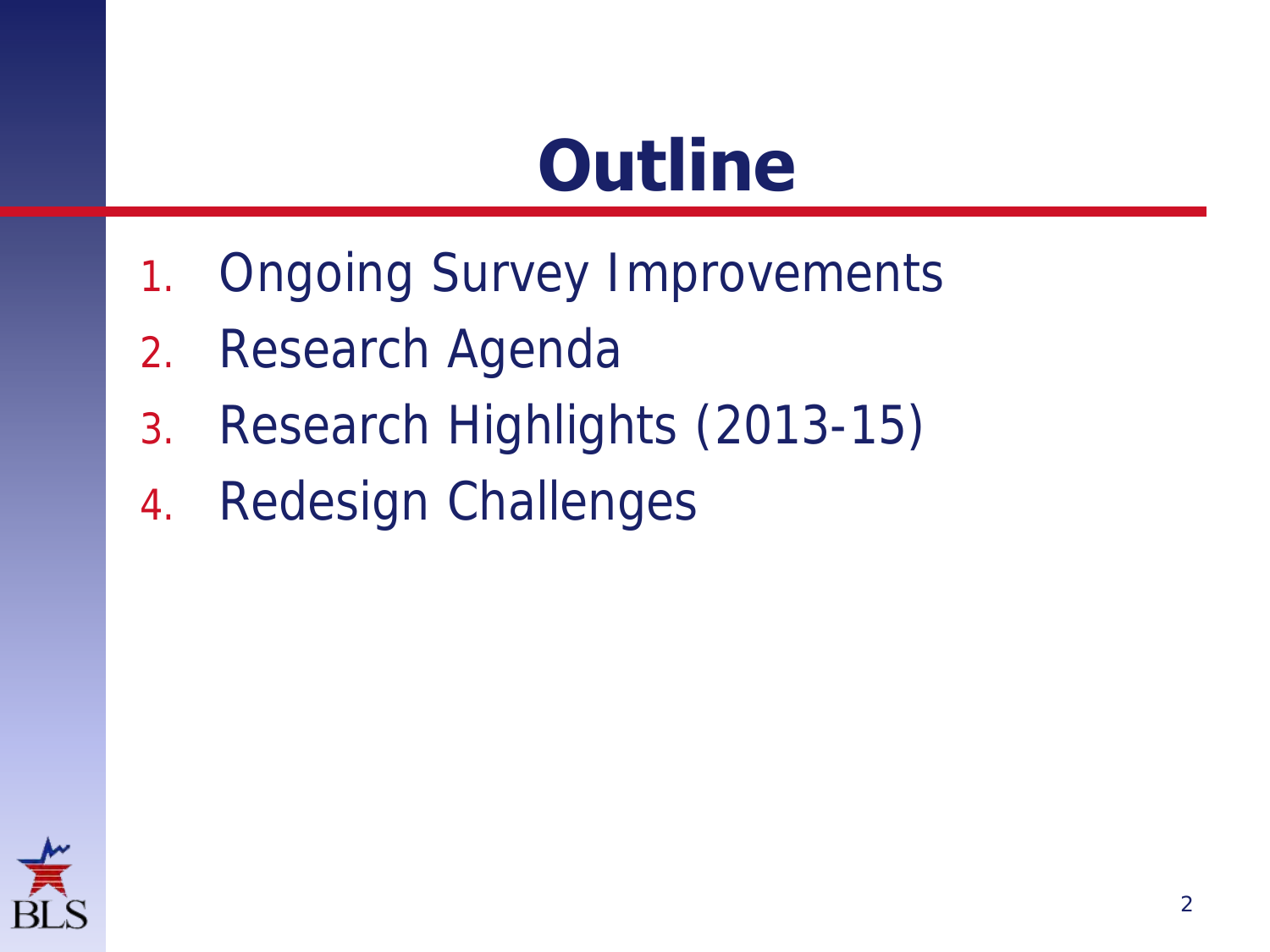# Outline

1. Ongoing Survey Improvements
2. Research Agenda
3. Research Highlights (2013-15)
4. Redesign Challenges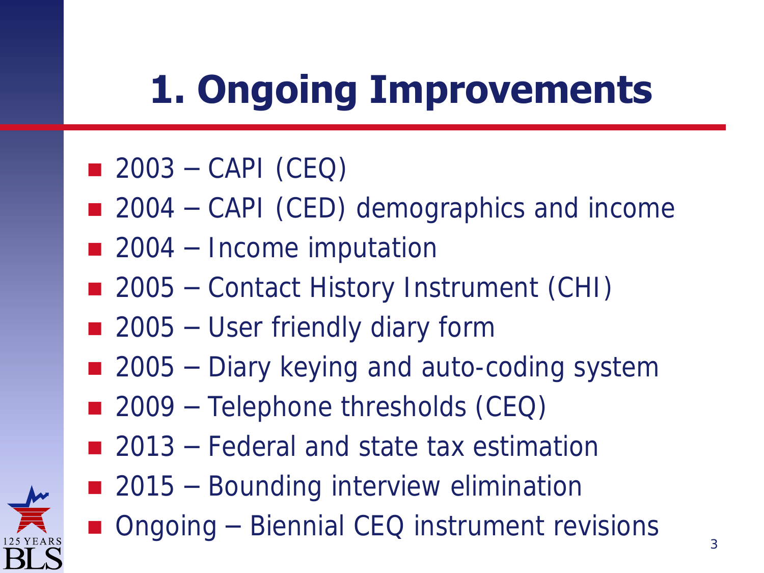# 1. Ongoing Improvements

- 2003 – CAPI (CEQ)
- 2004 – CAPI (CED) demographics and income
- 2004 – Income imputation
- 2005 – Contact History Instrument (CHI)
- 2005 – User friendly diary form
- 2005 – Diary keying and auto-coding system
- 2009 – Telephone thresholds (CEQ)
- 2013 – Federal and state tax estimation
- 2015 – Bounding interview elimination
- Ongoing – Biennial CEQ instrument revisions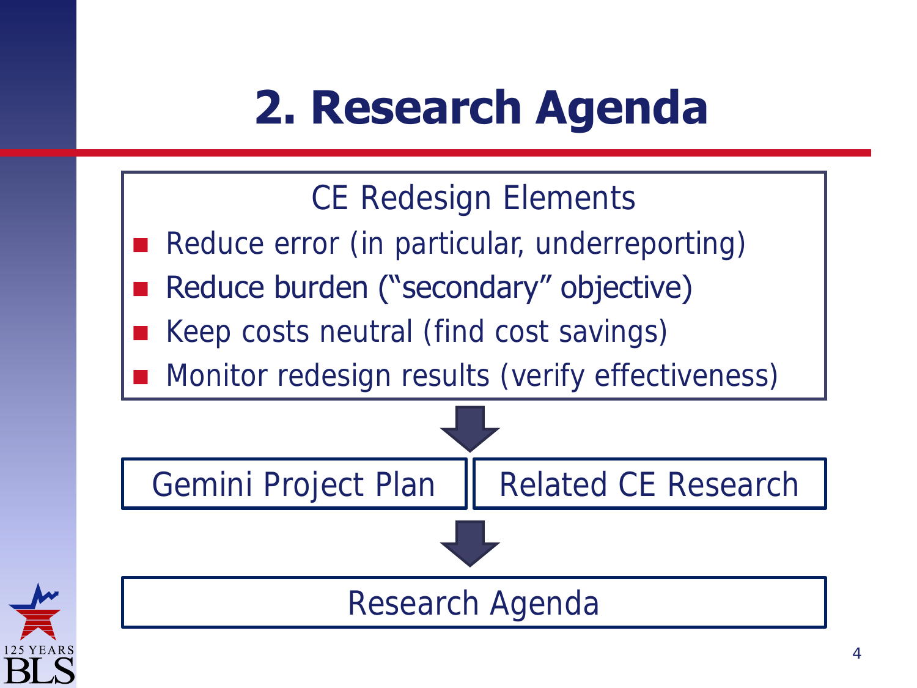# 2. Research Agenda

CE Redesign Elements

- Reduce error (in particular, underreporting)
- Reduce burden ("secondary" objective)
- Keep costs neutral (find cost savings)
- Monitor redesign results (verify effectiveness)

↓

Gemini Project Plan | Related CE Research

↓

Research Agenda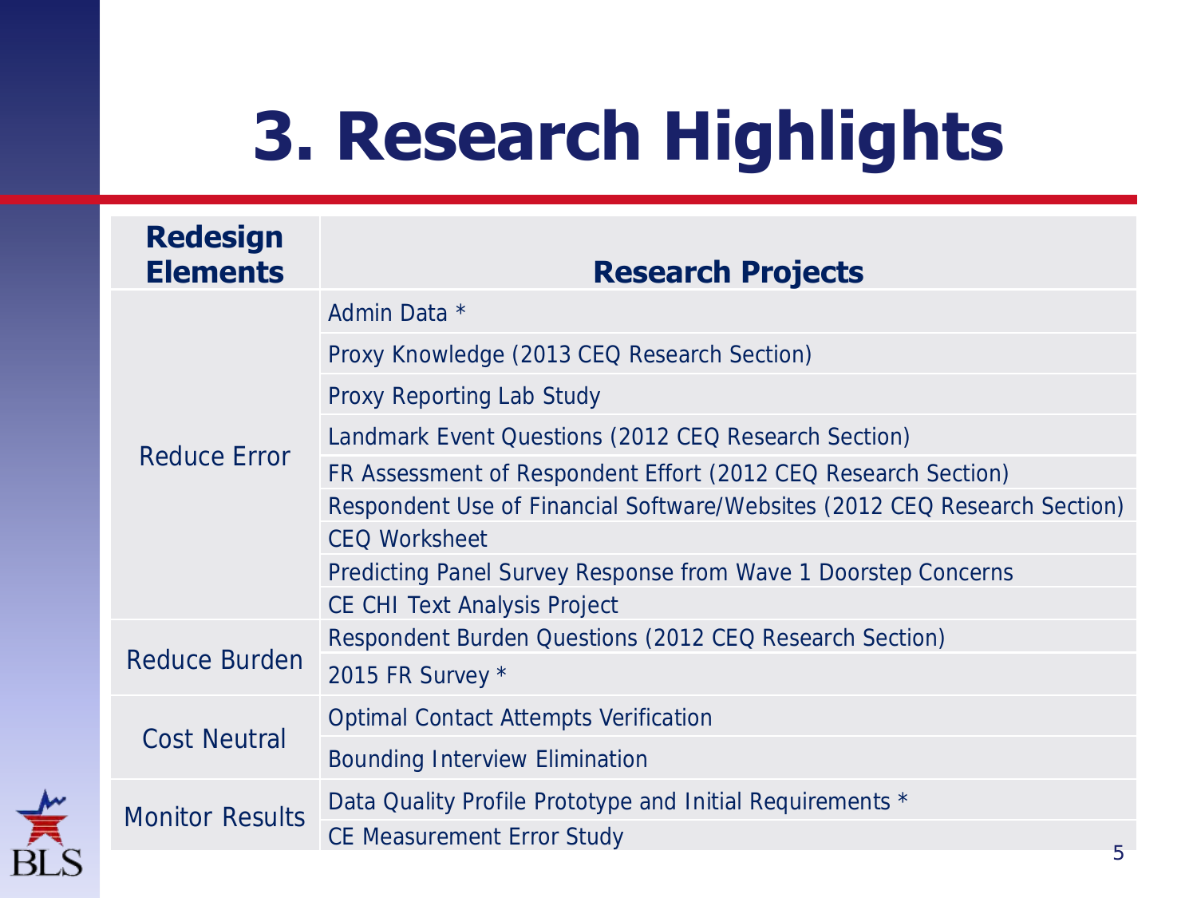# 3. Research Highlights

| Redesign Elements | Research Projects |
|---|---|
| Reduce Error | Admin Data * |
| | Proxy Knowledge (2013 CEQ Research Section) |
| | Proxy Reporting Lab Study |
| | Landmark Event Questions (2012 CEQ Research Section) |
| | FR Assessment of Respondent Effort (2012 CEQ Research Section) |
| | Respondent Use of Financial Software/Websites (2012 CEQ Research Section) |
| | CEQ Worksheet |
| | Predicting Panel Survey Response from Wave 1 Doorstep Concerns |
| | CE CHI Text Analysis Project |
| Reduce Burden | Respondent Burden Questions (2012 CEQ Research Section) |
| | 2015 FR Survey * |
| Cost Neutral | Optimal Contact Attempts Verification |
| | Bounding Interview Elimination |
| Monitor Results | Data Quality Profile Prototype and Initial Requirements * |
| | CE Measurement Error Study |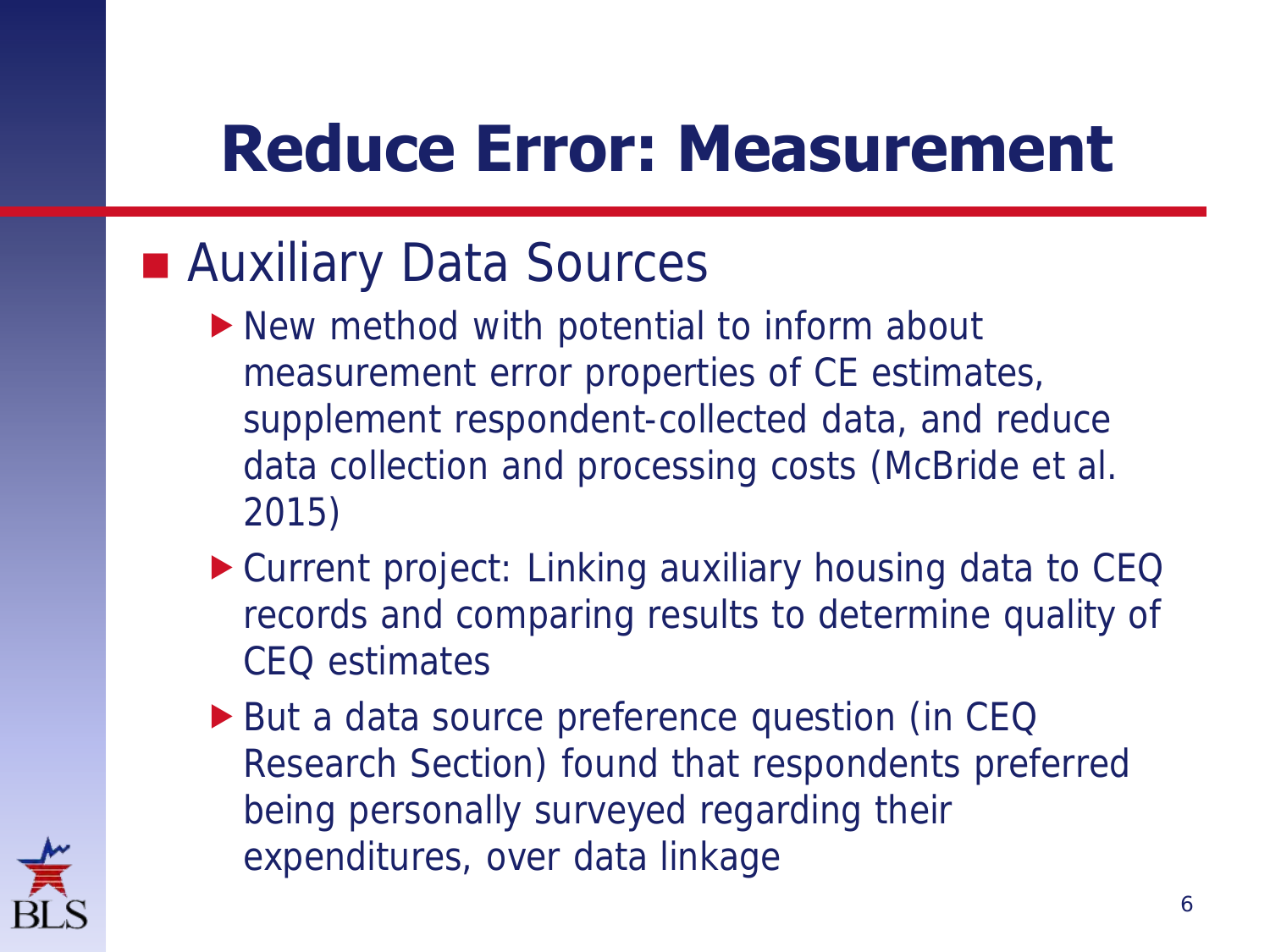# Reduce Error: Measurement

- Auxiliary Data Sources
  - New method with potential to inform about measurement error properties of CE estimates, supplement respondent-collected data, and reduce data collection and processing costs (McBride et al. 2015)
  - Current project: Linking auxiliary housing data to CEQ records and comparing results to determine quality of CEQ estimates
  - But a data source preference question (in CEQ Research Section) found that respondents preferred being personally surveyed regarding their expenditures, over data linkage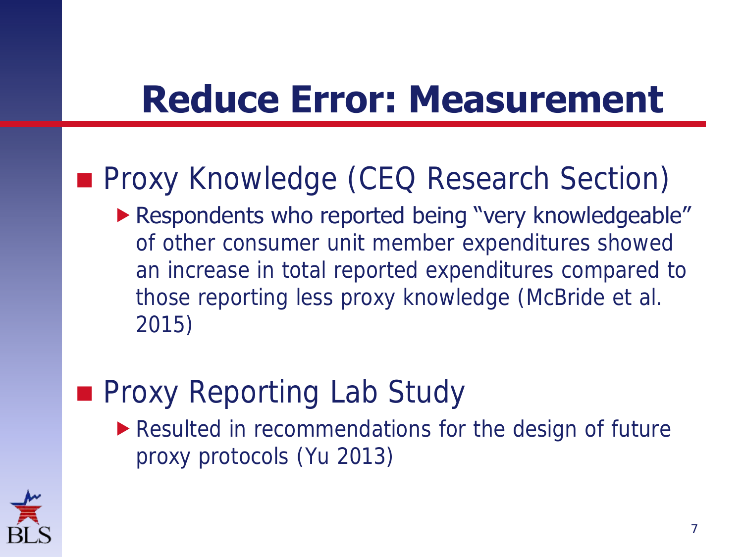# Reduce Error: Measurement

- Proxy Knowledge (CEQ Research Section)
  - Respondents who reported being "very knowledgeable" of other consumer unit member expenditures showed an increase in total reported expenditures compared to those reporting less proxy knowledge (McBride et al. 2015)
- Proxy Reporting Lab Study
  - Resulted in recommendations for the design of future proxy protocols (Yu 2013)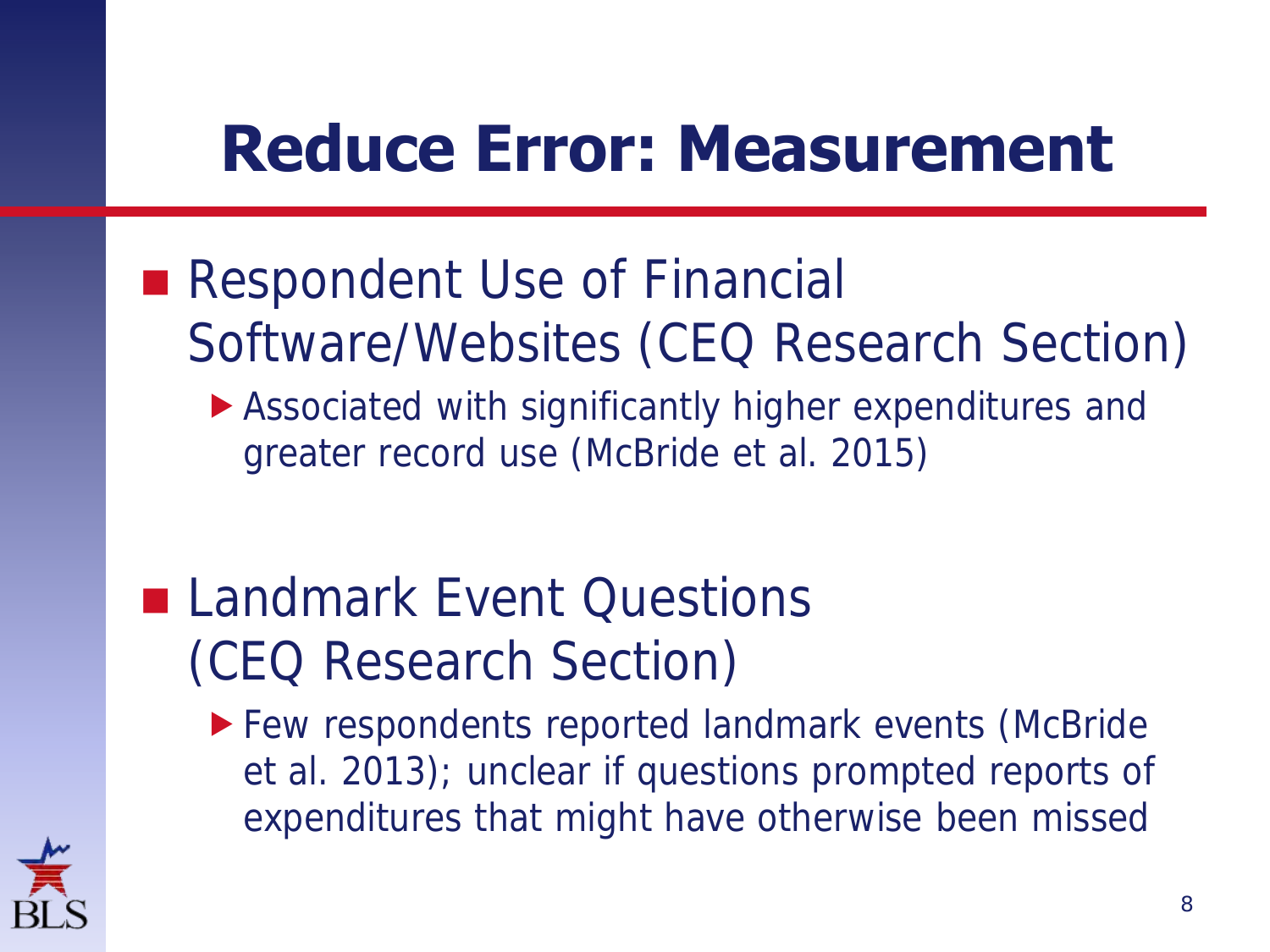# Reduce Error: Measurement

- Respondent Use of Financial Software/Websites (CEQ Research Section)
  - Associated with significantly higher expenditures and greater record use (McBride et al. 2015)

- Landmark Event Questions (CEQ Research Section)
  - Few respondents reported landmark events (McBride et al. 2013); unclear if questions prompted reports of expenditures that might have otherwise been missed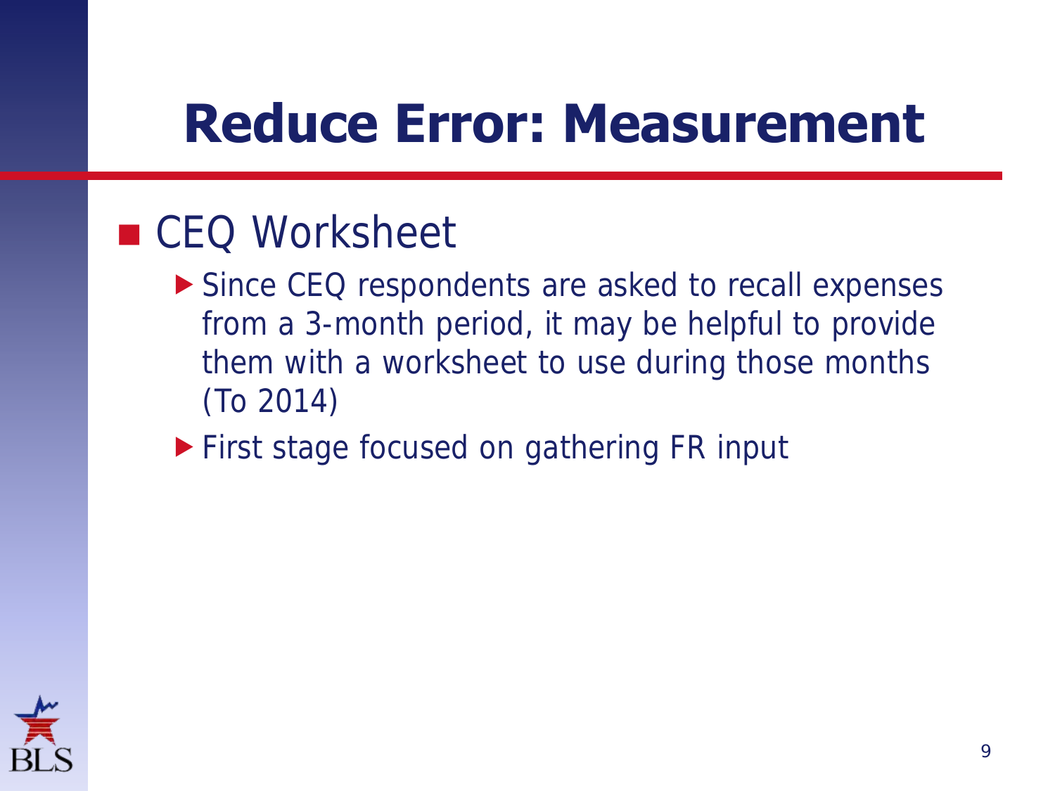# Reduce Error: Measurement

- CEQ Worksheet
  - Since CEQ respondents are asked to recall expenses from a 3-month period, it may be helpful to provide them with a worksheet to use during those months (To 2014)
  - First stage focused on gathering FR input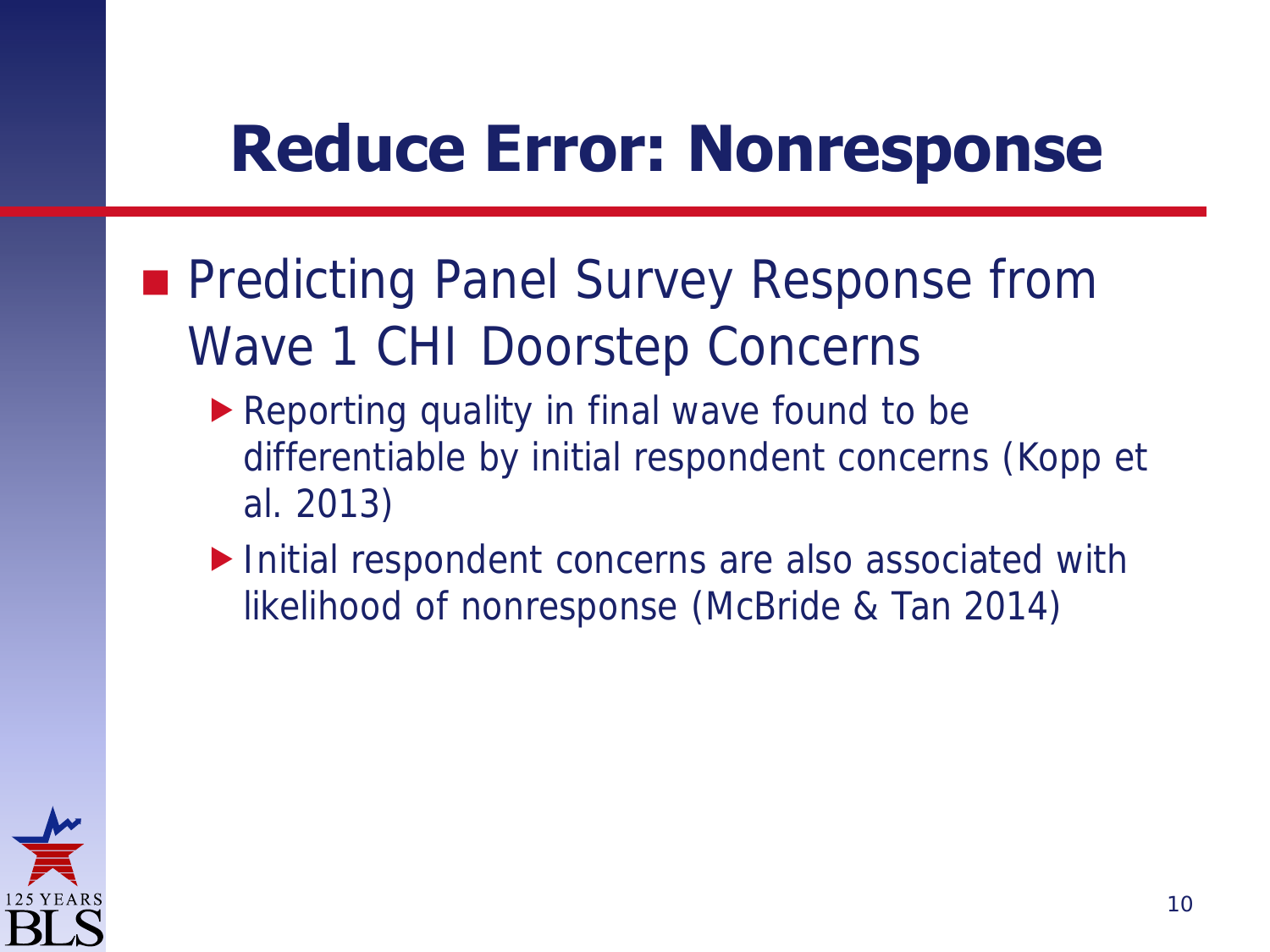# Reduce Error: Nonresponse

- Predicting Panel Survey Response from Wave 1 CHI Doorstep Concerns
  - Reporting quality in final wave found to be differentiable by initial respondent concerns (Kopp et al. 2013)
  - Initial respondent concerns are also associated with likelihood of nonresponse (McBride & Tan 2014)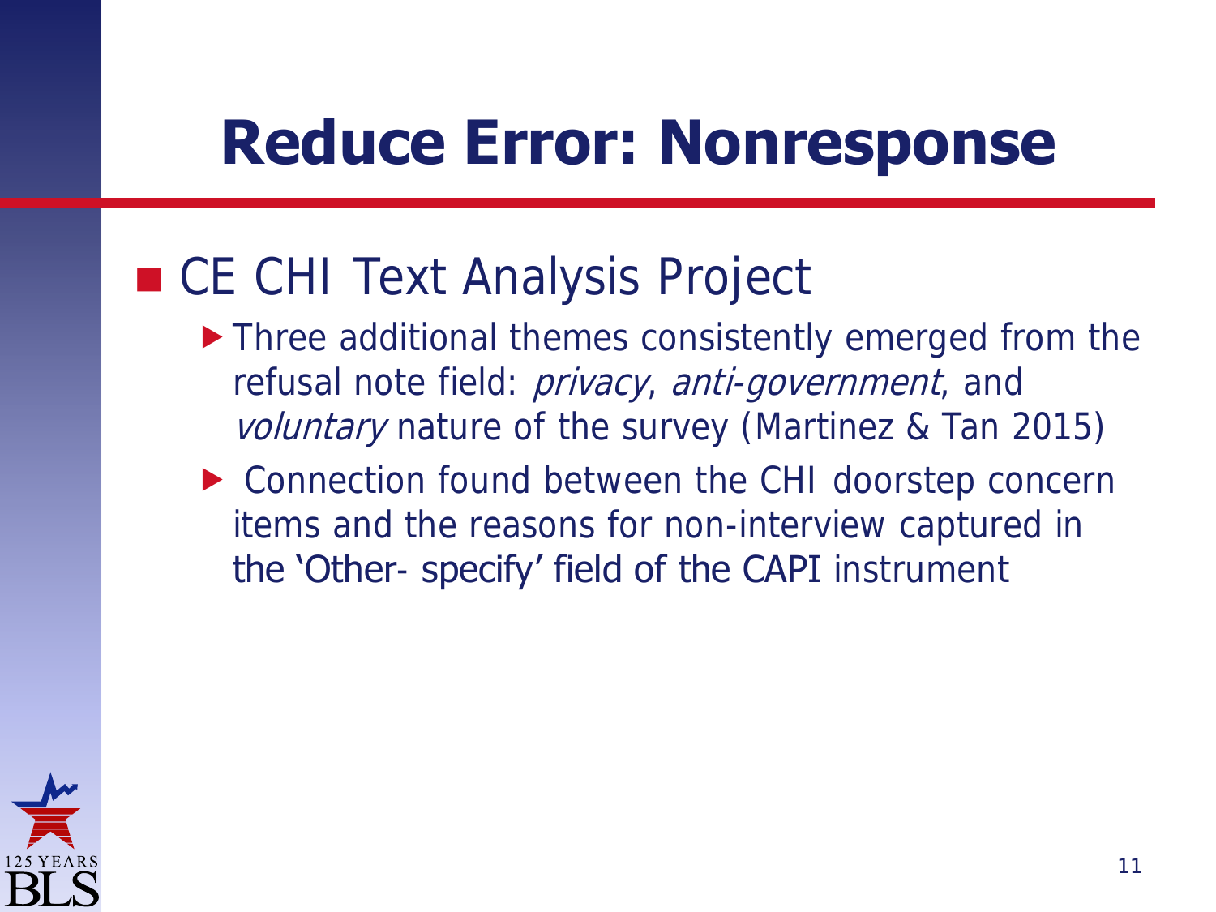# Reduce Error: Nonresponse

- CE CHI Text Analysis Project
  - Three additional themes consistently emerged from the refusal note field: *privacy*, *anti-government*, and *voluntary* nature of the survey (Martinez & Tan 2015)
  - Connection found between the CHI doorstep concern items and the reasons for non-interview captured in the 'Other- specify' field of the CAPI instrument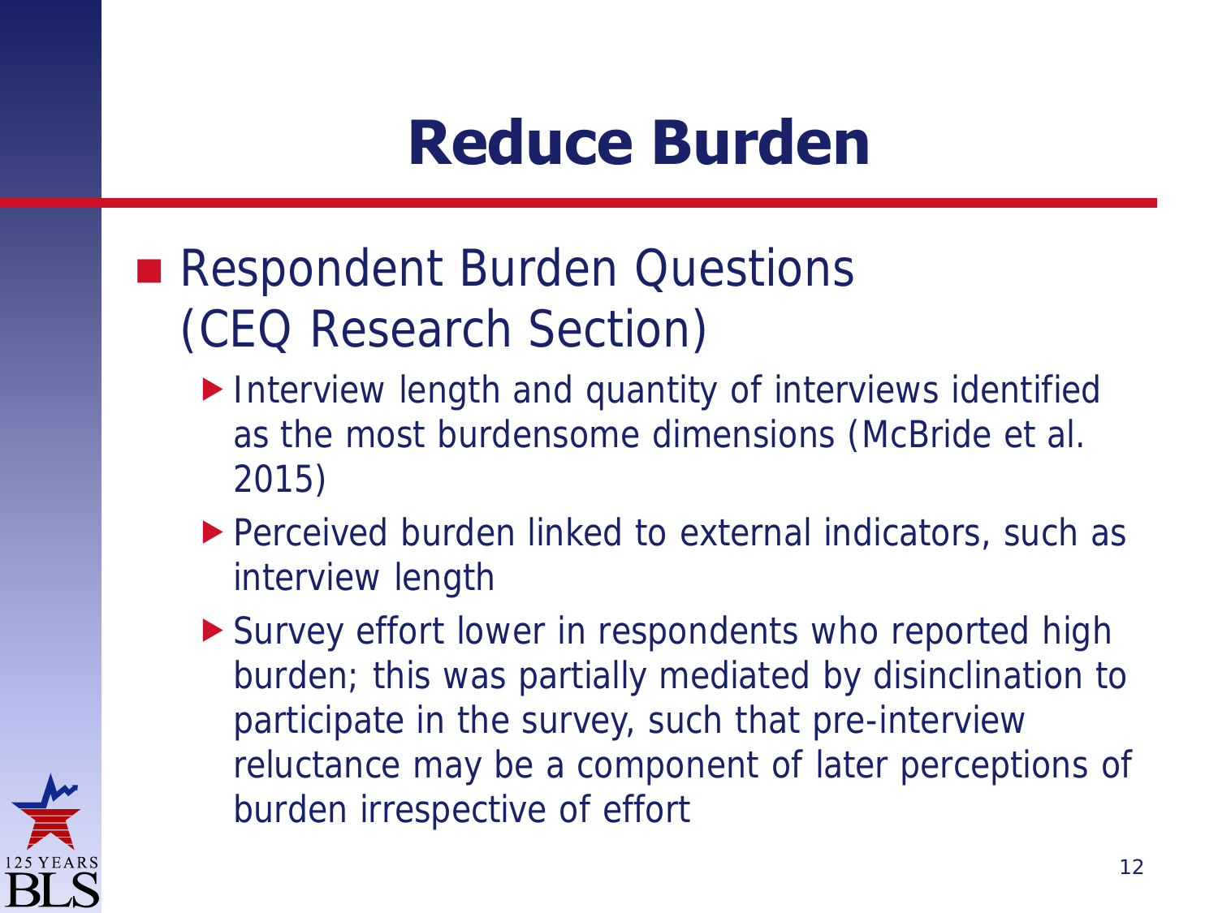# Reduce Burden

- Respondent Burden Questions (CEQ Research Section)
  - Interview length and quantity of interviews identified as the most burdensome dimensions (McBride et al. 2015)
  - Perceived burden linked to external indicators, such as interview length
  - Survey effort lower in respondents who reported high burden; this was partially mediated by disinclination to participate in the survey, such that pre-interview reluctance may be a component of later perceptions of burden irrespective of effort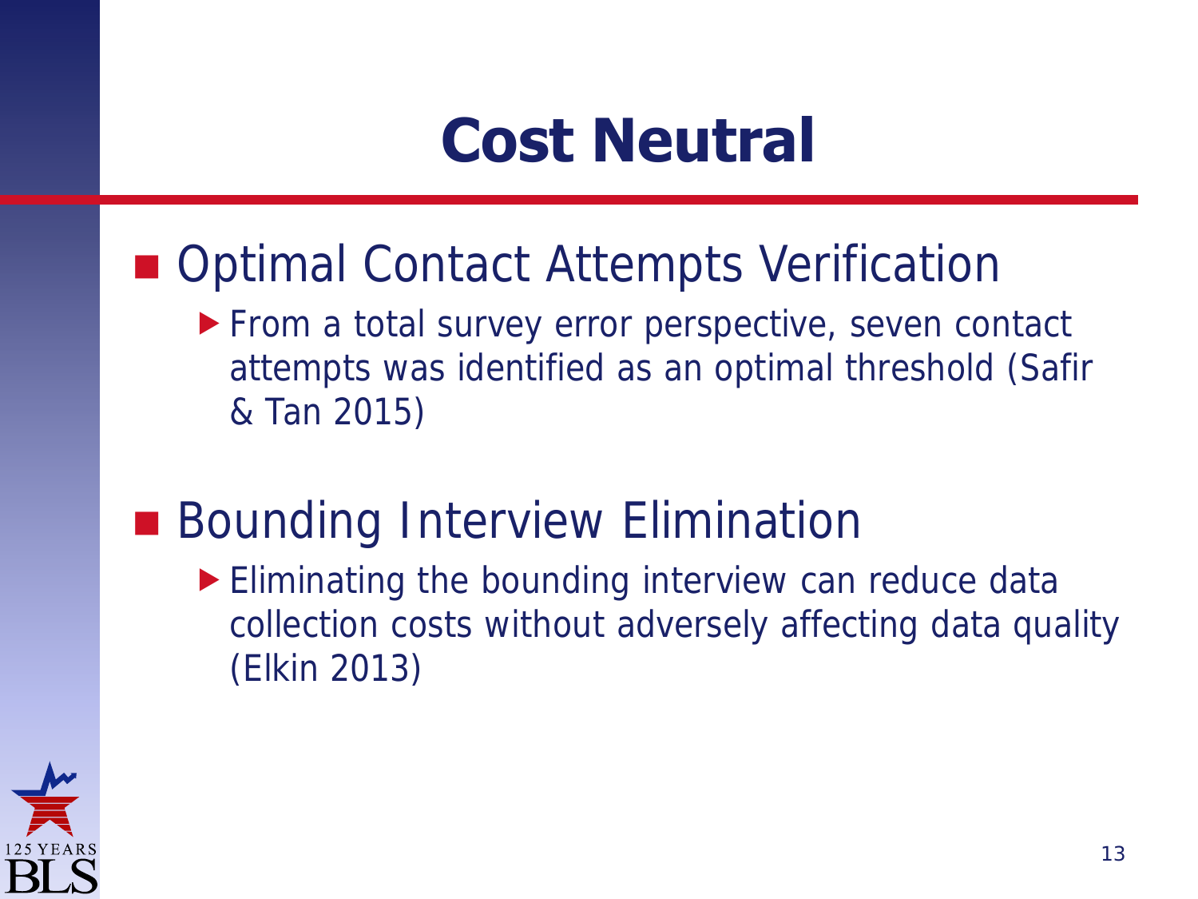# Cost Neutral

- Optimal Contact Attempts Verification
  - From a total survey error perspective, seven contact attempts was identified as an optimal threshold (Safir & Tan 2015)

- Bounding Interview Elimination
  - Eliminating the bounding interview can reduce data collection costs without adversely affecting data quality (Elkin 2013)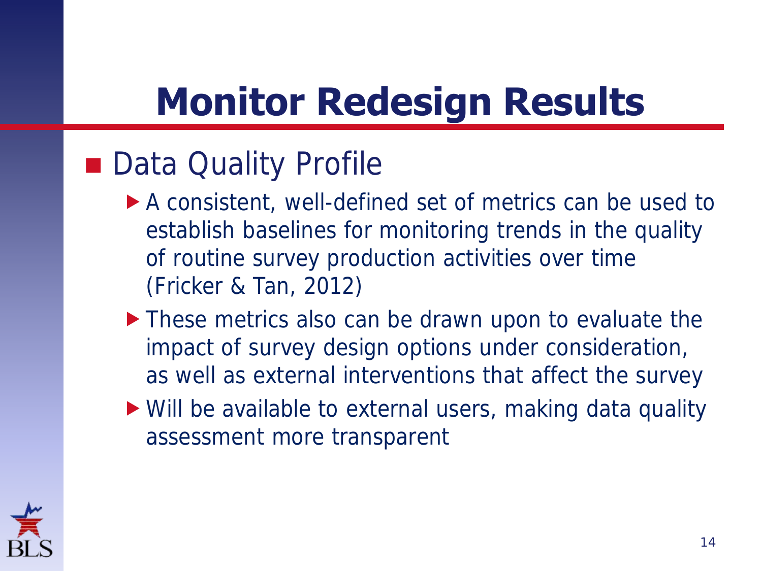# Monitor Redesign Results

- Data Quality Profile
  - A consistent, well-defined set of metrics can be used to establish baselines for monitoring trends in the quality of routine survey production activities over time (Fricker & Tan, 2012)
  - These metrics also can be drawn upon to evaluate the impact of survey design options under consideration, as well as external interventions that affect the survey
  - Will be available to external users, making data quality assessment more transparent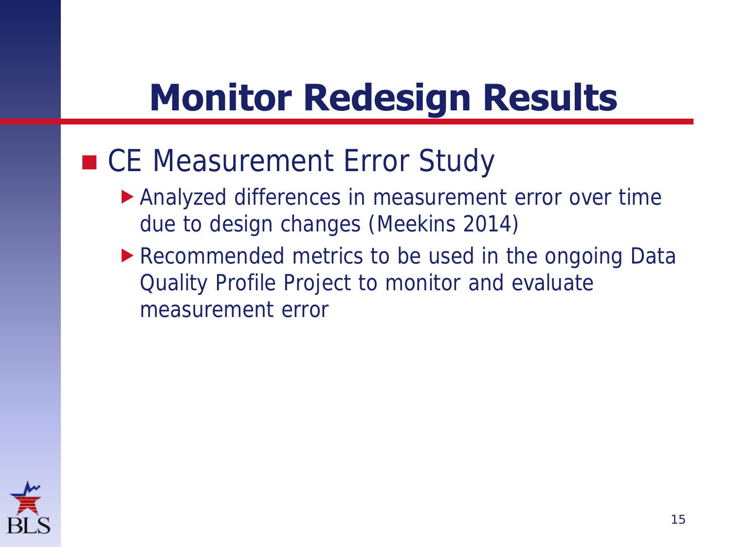# Monitor Redesign Results

- CE Measurement Error Study
  - Analyzed differences in measurement error over time due to design changes (Meekins 2014)
  - Recommended metrics to be used in the ongoing Data Quality Profile Project to monitor and evaluate measurement error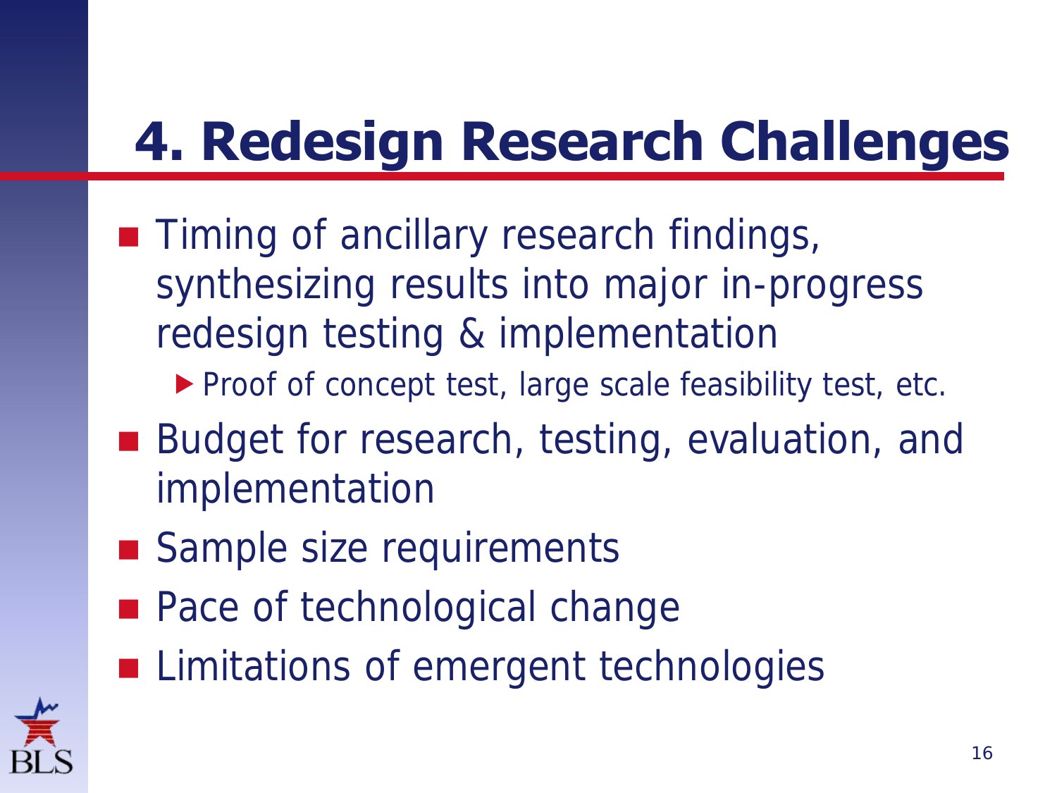# 4. Redesign Research Challenges

- Timing of ancillary research findings, synthesizing results into major in-progress redesign testing & implementation
  - Proof of concept test, large scale feasibility test, etc.
- Budget for research, testing, evaluation, and implementation
- Sample size requirements
- Pace of technological change
- Limitations of emergent technologies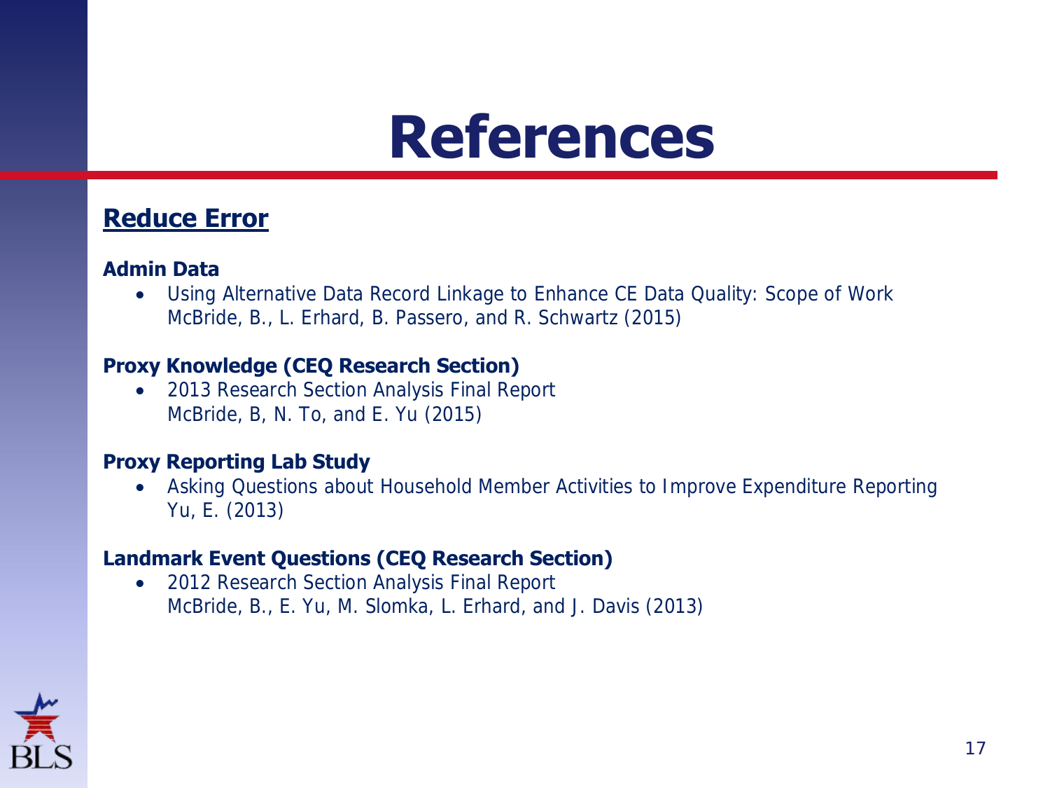# References

## Reduce Error

**Admin Data**

- Using Alternative Data Record Linkage to Enhance CE Data Quality: Scope of Work
  McBride, B., L. Erhard, B. Passero, and R. Schwartz (2015)

**Proxy Knowledge (CEQ Research Section)**

- 2013 Research Section Analysis Final Report
  McBride, B, N. To, and E. Yu (2015)

**Proxy Reporting Lab Study**

- Asking Questions about Household Member Activities to Improve Expenditure Reporting
  Yu, E. (2013)

**Landmark Event Questions (CEQ Research Section)**

- 2012 Research Section Analysis Final Report
  McBride, B., E. Yu, M. Slomka, L. Erhard, and J. Davis (2013)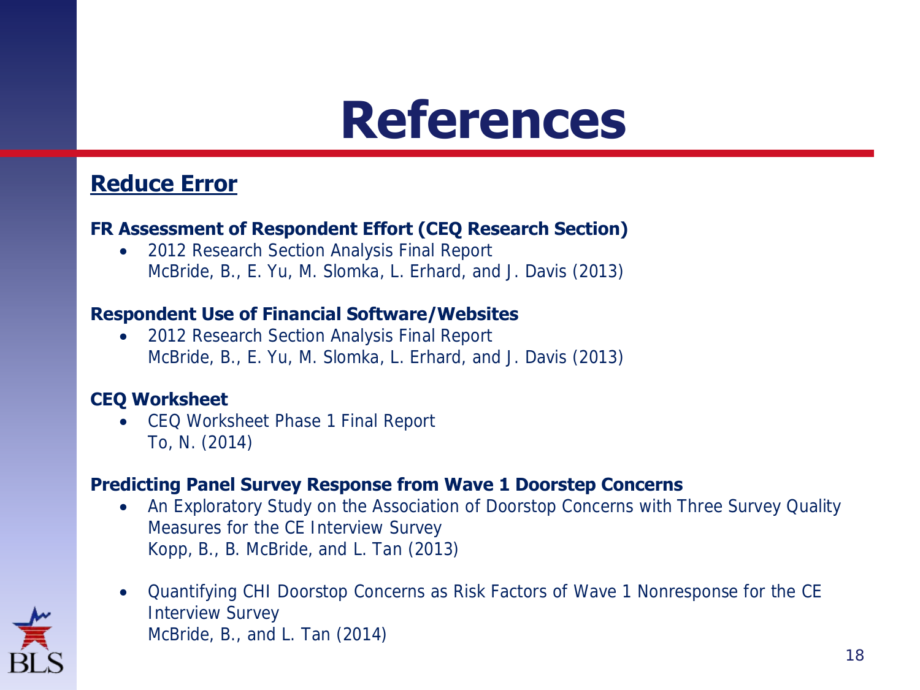# References

## Reduce Error

**FR Assessment of Respondent Effort (CEQ Research Section)**

- 2012 Research Section Analysis Final Report
  McBride, B., E. Yu, M. Slomka, L. Erhard, and J. Davis (2013)

**Respondent Use of Financial Software/Websites**

- 2012 Research Section Analysis Final Report
  McBride, B., E. Yu, M. Slomka, L. Erhard, and J. Davis (2013)

**CEQ Worksheet**

- CEQ Worksheet Phase 1 Final Report
  To, N. (2014)

**Predicting Panel Survey Response from Wave 1 Doorstep Concerns**

- An Exploratory Study on the Association of Doorstop Concerns with Three Survey Quality Measures for the CE Interview Survey
  Kopp, B., B. McBride, and L. Tan (2013)
- Quantifying CHI Doorstop Concerns as Risk Factors of Wave 1 Nonresponse for the CE Interview Survey
  McBride, B., and L. Tan (2014)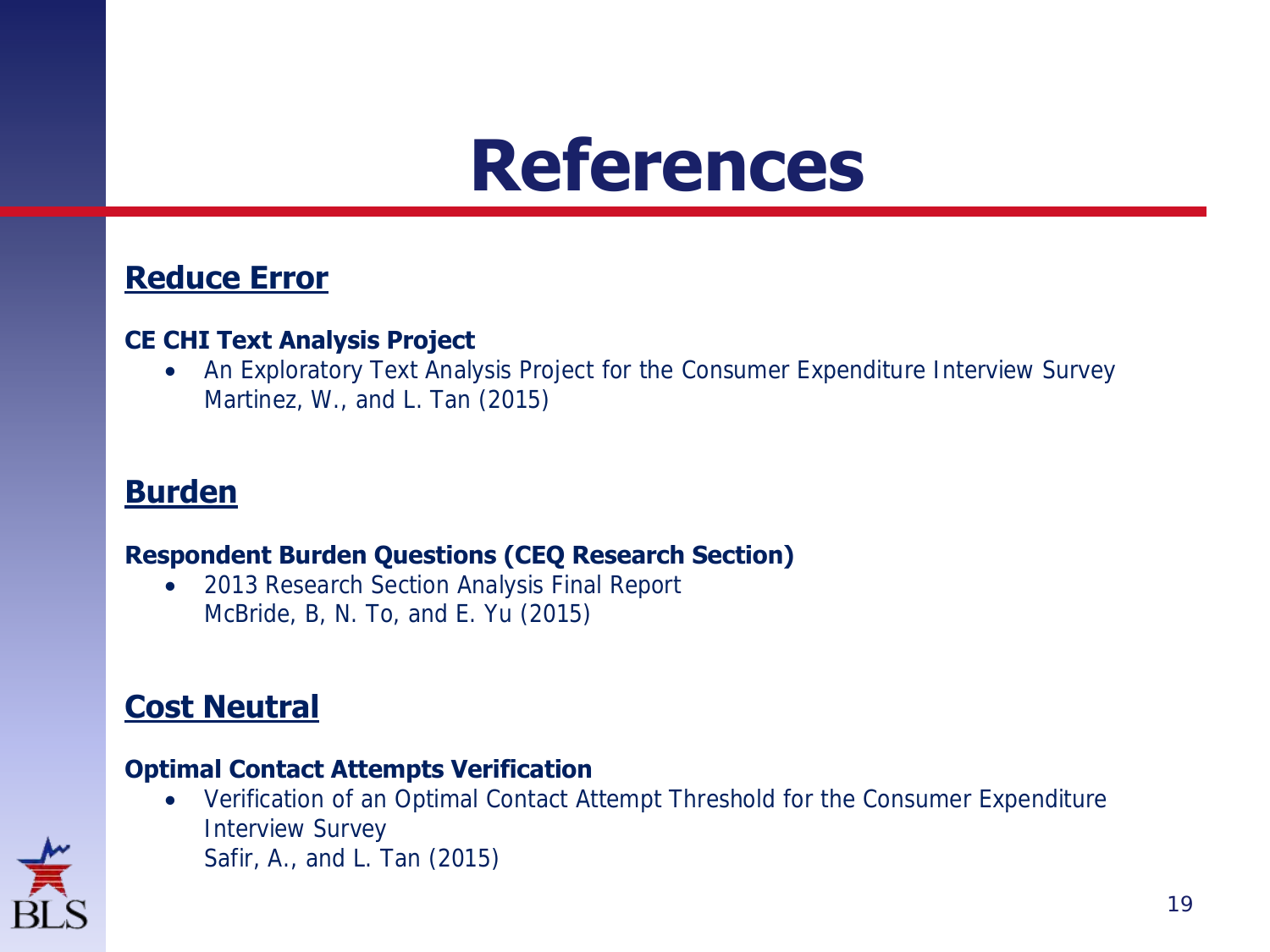# References

## Reduce Error

**CE CHI Text Analysis Project**

- An Exploratory Text Analysis Project for the Consumer Expenditure Interview Survey
  Martinez, W., and L. Tan (2015)

## Burden

**Respondent Burden Questions (CEQ Research Section)**

- 2013 Research Section Analysis Final Report
  McBride, B, N. To, and E. Yu (2015)

## Cost Neutral

**Optimal Contact Attempts Verification**

- Verification of an Optimal Contact Attempt Threshold for the Consumer Expenditure Interview Survey
  Safir, A., and L. Tan (2015)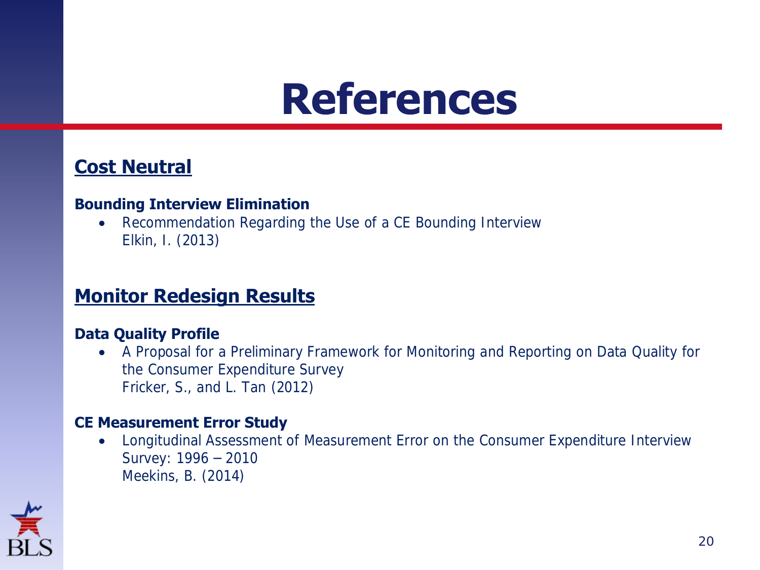# References

## Cost Neutral

**Bounding Interview Elimination**

- Recommendation Regarding the Use of a CE Bounding Interview
  Elkin, I. (2013)

## Monitor Redesign Results

**Data Quality Profile**

- A Proposal for a Preliminary Framework for Monitoring and Reporting on Data Quality for the Consumer Expenditure Survey
  Fricker, S., and L. Tan (2012)

**CE Measurement Error Study**

- Longitudinal Assessment of Measurement Error on the Consumer Expenditure Interview Survey: 1996 – 2010
  Meekins, B. (2014)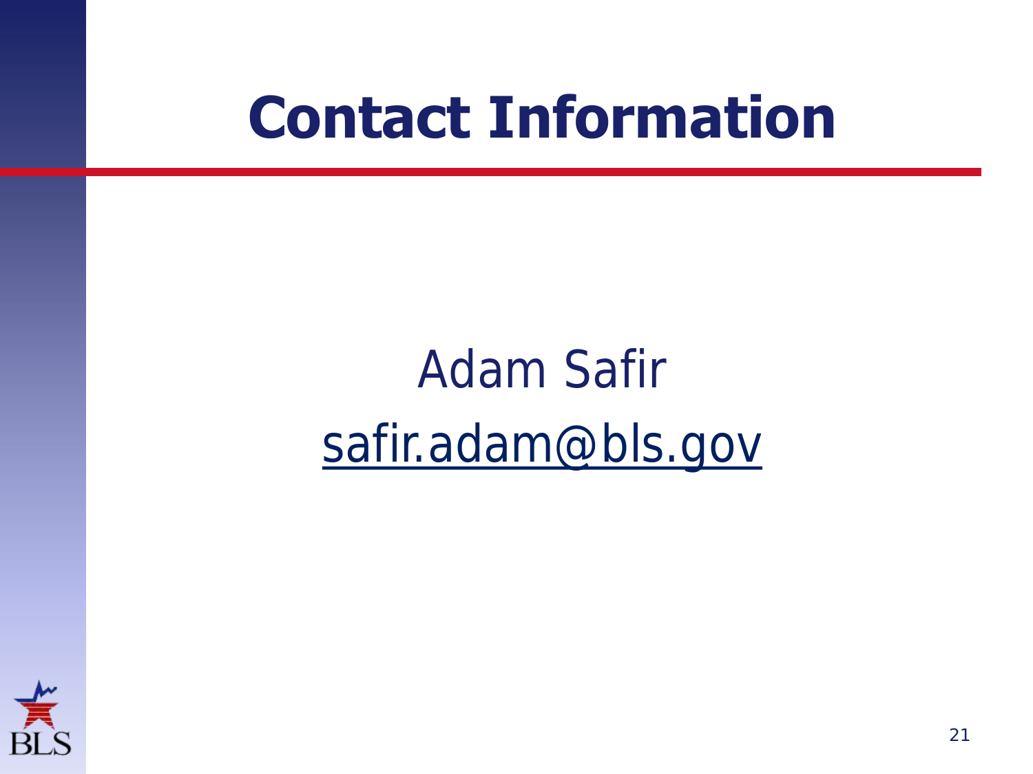# Contact Information

Adam Safir

safir.adam@bls.gov